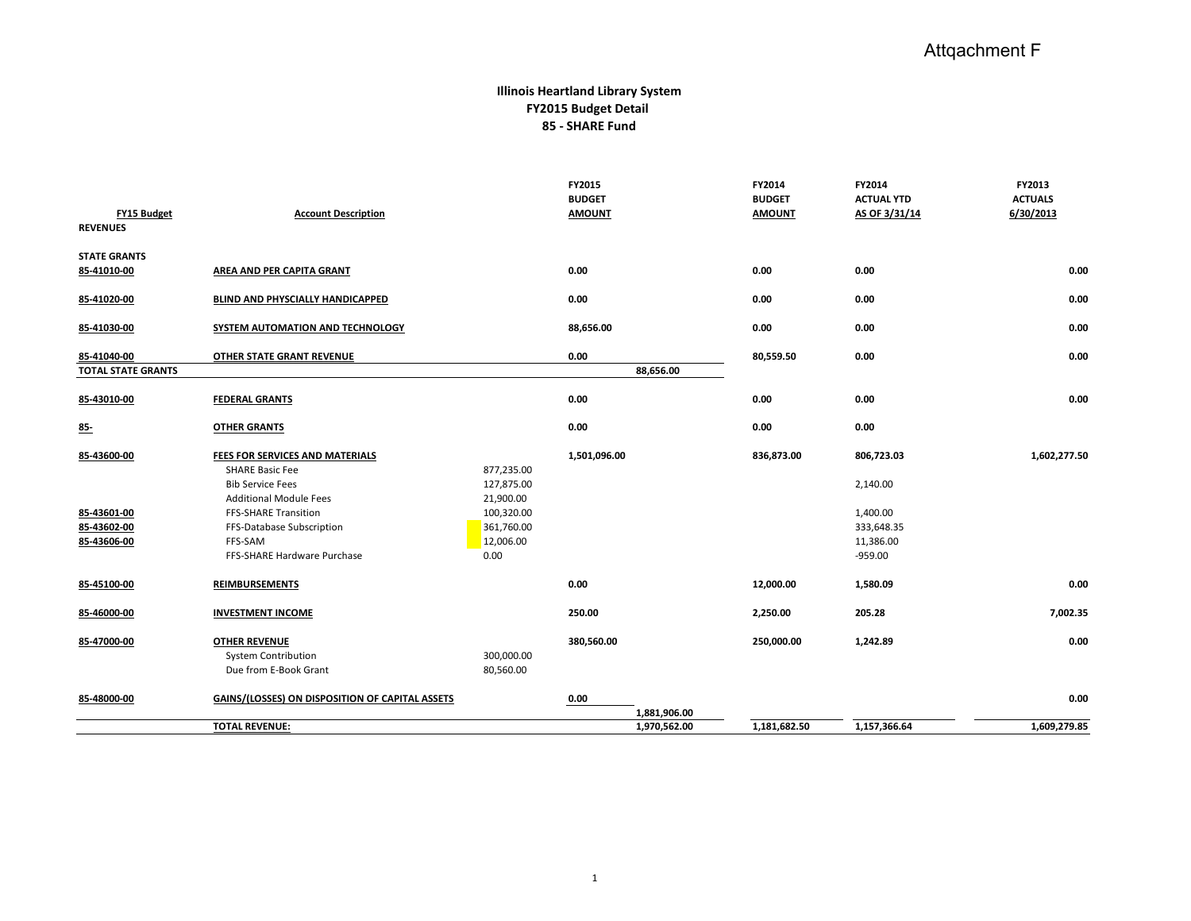Attqachment F

# Illinois Heartland Library System
## FY2015 Budget Detail
## 85 - SHARE Fund

| FY15 Budget | Account Description | | FY2015 BUDGET AMOUNT | | FY2014 BUDGET AMOUNT | FY2014 ACTUAL YTD AS OF 3/31/14 | FY2013 ACTUALS 6/30/2013 |
|---|---|---|---|---|---|---|---|
| **REVENUES** | | | | | | | |
| **STATE GRANTS** | | | | | | | |
| **85-41010-00** | **AREA AND PER CAPITA GRANT** | | **0.00** | | **0.00** | **0.00** | **0.00** |
| **85-41020-00** | **BLIND AND PHYSCIALLY HANDICAPPED** | | **0.00** | | **0.00** | **0.00** | **0.00** |
| **85-41030-00** | **SYSTEM AUTOMATION AND TECHNOLOGY** | | **88,656.00** | | **0.00** | **0.00** | **0.00** |
| **85-41040-00** | **OTHER STATE GRANT REVENUE** | | **0.00** | | **80,559.50** | **0.00** | **0.00** |
| **TOTAL STATE GRANTS** | | | | **88,656.00** | | | |
| **85-43010-00** | **FEDERAL GRANTS** | | **0.00** | | **0.00** | **0.00** | **0.00** |
| **85-** | **OTHER GRANTS** | | **0.00** | | **0.00** | **0.00** | |
| **85-43600-00** | **FEES FOR SERVICES AND MATERIALS** | | **1,501,096.00** | | **836,873.00** | **806,723.03** | **1,602,277.50** |
| | SHARE Basic Fee | 877,235.00 | | | | | |
| | Bib Service Fees | 127,875.00 | | | | 2,140.00 | |
| | Additional Module Fees | 21,900.00 | | | | | |
| **85-43601-00** | FFS-SHARE Transition | 100,320.00 | | | | 1,400.00 | |
| **85-43602-00** | FFS-Database Subscription | 361,760.00 | | | | 333,648.35 | |
| **85-43606-00** | FFS-SAM | 12,006.00 | | | | 11,386.00 | |
| | FFS-SHARE Hardware Purchase | 0.00 | | | | -959.00 | |
| **85-45100-00** | **REIMBURSEMENTS** | | **0.00** | | **12,000.00** | **1,580.09** | **0.00** |
| **85-46000-00** | **INVESTMENT INCOME** | | **250.00** | | **2,250.00** | **205.28** | **7,002.35** |
| **85-47000-00** | **OTHER REVENUE** | | **380,560.00** | | **250,000.00** | **1,242.89** | **0.00** |
| | System Contribution | 300,000.00 | | | | | |
| | Due from E-Book Grant | 80,560.00 | | | | | |
| **85-48000-00** | **GAINS/(LOSSES) ON DISPOSITION OF CAPITAL ASSETS** | | **0.00** | **1,881,906.00** | | | **0.00** |
| | **TOTAL REVENUE:** | | | **1,970,562.00** | **1,181,682.50** | **1,157,366.64** | **1,609,279.85** |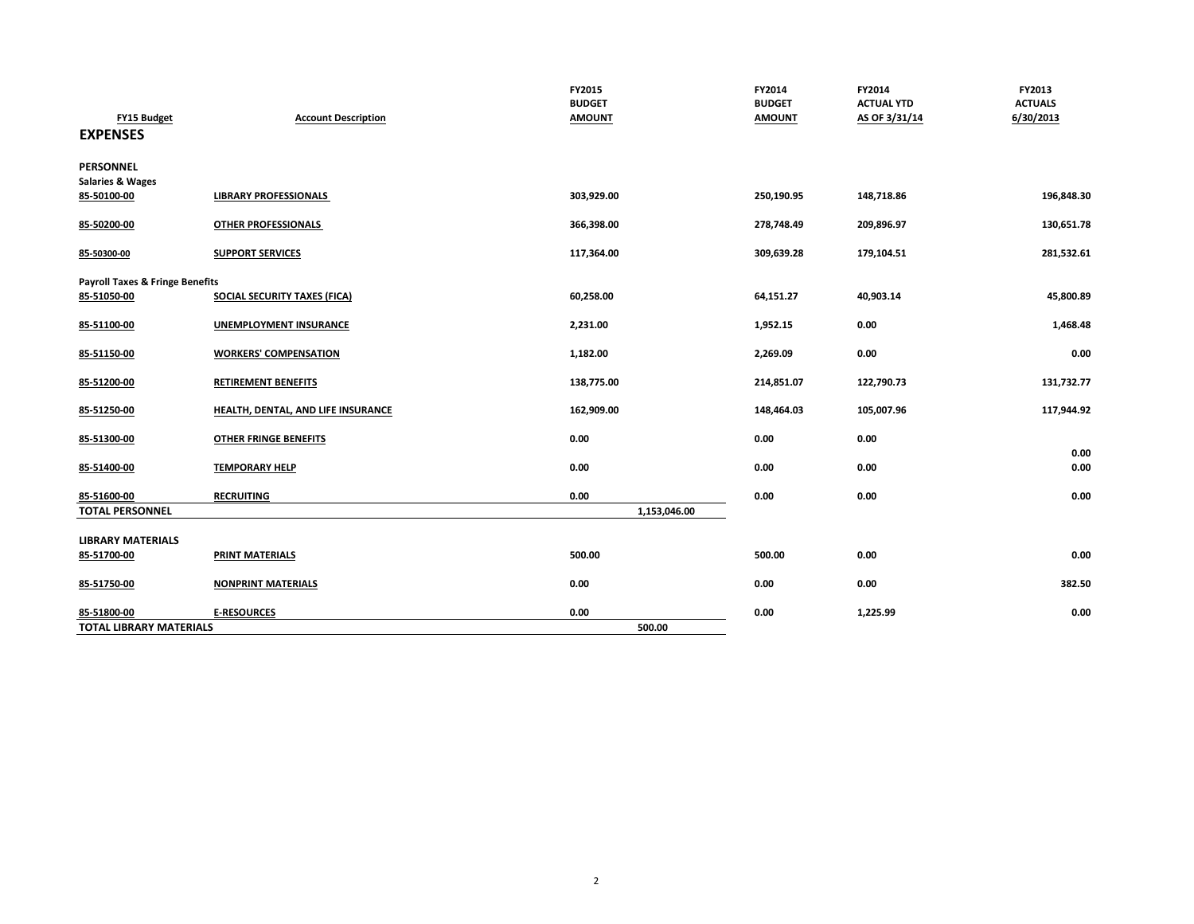| FY15 Budget | Account Description | FY2015 BUDGET AMOUNT | | FY2014 BUDGET AMOUNT | FY2014 ACTUAL YTD AS OF 3/31/14 | FY2013 ACTUALS 6/30/2013 |
|---|---|---|---|---|---|---|
| **EXPENSES** | | | | | | |
| **PERSONNEL** | | | | | | |
| **Salaries & Wages** | | | | | | |
| 85-50100-00 | LIBRARY PROFESSIONALS | 303,929.00 | | 250,190.95 | 148,718.86 | 196,848.30 |
| 85-50200-00 | OTHER PROFESSIONALS | 366,398.00 | | 278,748.49 | 209,896.97 | 130,651.78 |
| 85-50300-00 | SUPPORT SERVICES | 117,364.00 | | 309,639.28 | 179,104.51 | 281,532.61 |
| **Payroll Taxes & Fringe Benefits** | | | | | | |
| 85-51050-00 | SOCIAL SECURITY TAXES (FICA) | 60,258.00 | | 64,151.27 | 40,903.14 | 45,800.89 |
| 85-51100-00 | UNEMPLOYMENT INSURANCE | 2,231.00 | | 1,952.15 | 0.00 | 1,468.48 |
| 85-51150-00 | WORKERS' COMPENSATION | 1,182.00 | | 2,269.09 | 0.00 | 0.00 |
| 85-51200-00 | RETIREMENT BENEFITS | 138,775.00 | | 214,851.07 | 122,790.73 | 131,732.77 |
| 85-51250-00 | HEALTH, DENTAL, AND LIFE INSURANCE | 162,909.00 | | 148,464.03 | 105,007.96 | 117,944.92 |
| 85-51300-00 | OTHER FRINGE BENEFITS | 0.00 | | 0.00 | 0.00 | 0.00 |
| 85-51400-00 | TEMPORARY HELP | 0.00 | | 0.00 | 0.00 | 0.00 |
| 85-51600-00 | RECRUITING | 0.00 | | 0.00 | 0.00 | 0.00 |
| **TOTAL PERSONNEL** | | | 1,153,046.00 | | | |
| **LIBRARY MATERIALS** | | | | | | |
| 85-51700-00 | PRINT MATERIALS | 500.00 | | 500.00 | 0.00 | 0.00 |
| 85-51750-00 | NONPRINT MATERIALS | 0.00 | | 0.00 | 0.00 | 382.50 |
| 85-51800-00 | E-RESOURCES | 0.00 | | 0.00 | 1,225.99 | 0.00 |
| **TOTAL LIBRARY MATERIALS** | | | 500.00 | | | |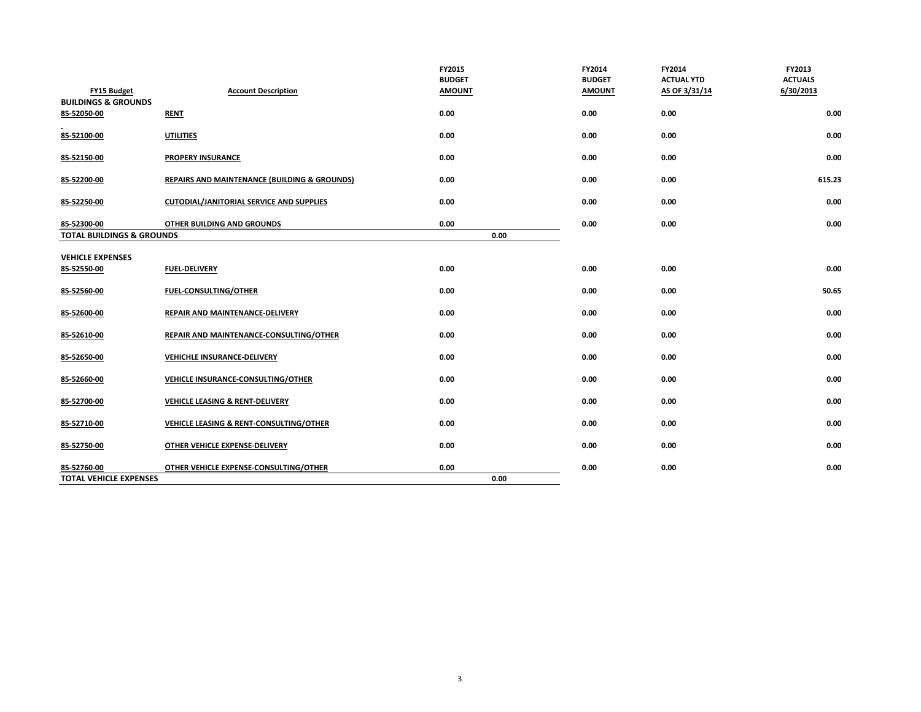| FY15 Budget | Account Description | FY2015 BUDGET AMOUNT | | FY2014 BUDGET AMOUNT | FY2014 ACTUAL YTD AS OF 3/31/14 | FY2013 ACTUALS 6/30/2013 |
|---|---|---|---|---|---|---|
| **BUILDINGS & GROUNDS** | | | | | | |
| 85-52050-00 | RENT | 0.00 | | 0.00 | 0.00 | 0.00 |
| 85-52100-00 | UTILITIES | 0.00 | | 0.00 | 0.00 | 0.00 |
| 85-52150-00 | PROPERY INSURANCE | 0.00 | | 0.00 | 0.00 | 0.00 |
| 85-52200-00 | REPAIRS AND MAINTENANCE (BUILDING & GROUNDS) | 0.00 | | 0.00 | 0.00 | 615.23 |
| 85-52250-00 | CUTODIAL/JANITORIAL SERVICE AND SUPPLIES | 0.00 | | 0.00 | 0.00 | 0.00 |
| 85-52300-00 | OTHER BUILDING AND GROUNDS | 0.00 | | 0.00 | 0.00 | 0.00 |
| **TOTAL BUILDINGS & GROUNDS** | | | 0.00 | | | |
| **VEHICLE EXPENSES** | | | | | | |
| 85-52550-00 | FUEL-DELIVERY | 0.00 | | 0.00 | 0.00 | 0.00 |
| 85-52560-00 | FUEL-CONSULTING/OTHER | 0.00 | | 0.00 | 0.00 | 50.65 |
| 85-52600-00 | REPAIR AND MAINTENANCE-DELIVERY | 0.00 | | 0.00 | 0.00 | 0.00 |
| 85-52610-00 | REPAIR AND MAINTENANCE-CONSULTING/OTHER | 0.00 | | 0.00 | 0.00 | 0.00 |
| 85-52650-00 | VEHICHLE INSURANCE-DELIVERY | 0.00 | | 0.00 | 0.00 | 0.00 |
| 85-52660-00 | VEHICLE INSURANCE-CONSULTING/OTHER | 0.00 | | 0.00 | 0.00 | 0.00 |
| 85-52700-00 | VEHICLE LEASING & RENT-DELIVERY | 0.00 | | 0.00 | 0.00 | 0.00 |
| 85-52710-00 | VEHICLE LEASING & RENT-CONSULTING/OTHER | 0.00 | | 0.00 | 0.00 | 0.00 |
| 85-52750-00 | OTHER VEHICLE EXPENSE-DELIVERY | 0.00 | | 0.00 | 0.00 | 0.00 |
| 85-52760-00 | OTHER VEHICLE EXPENSE-CONSULTING/OTHER | 0.00 | | 0.00 | 0.00 | 0.00 |
| **TOTAL VEHICLE EXPENSES** | | | 0.00 | | | |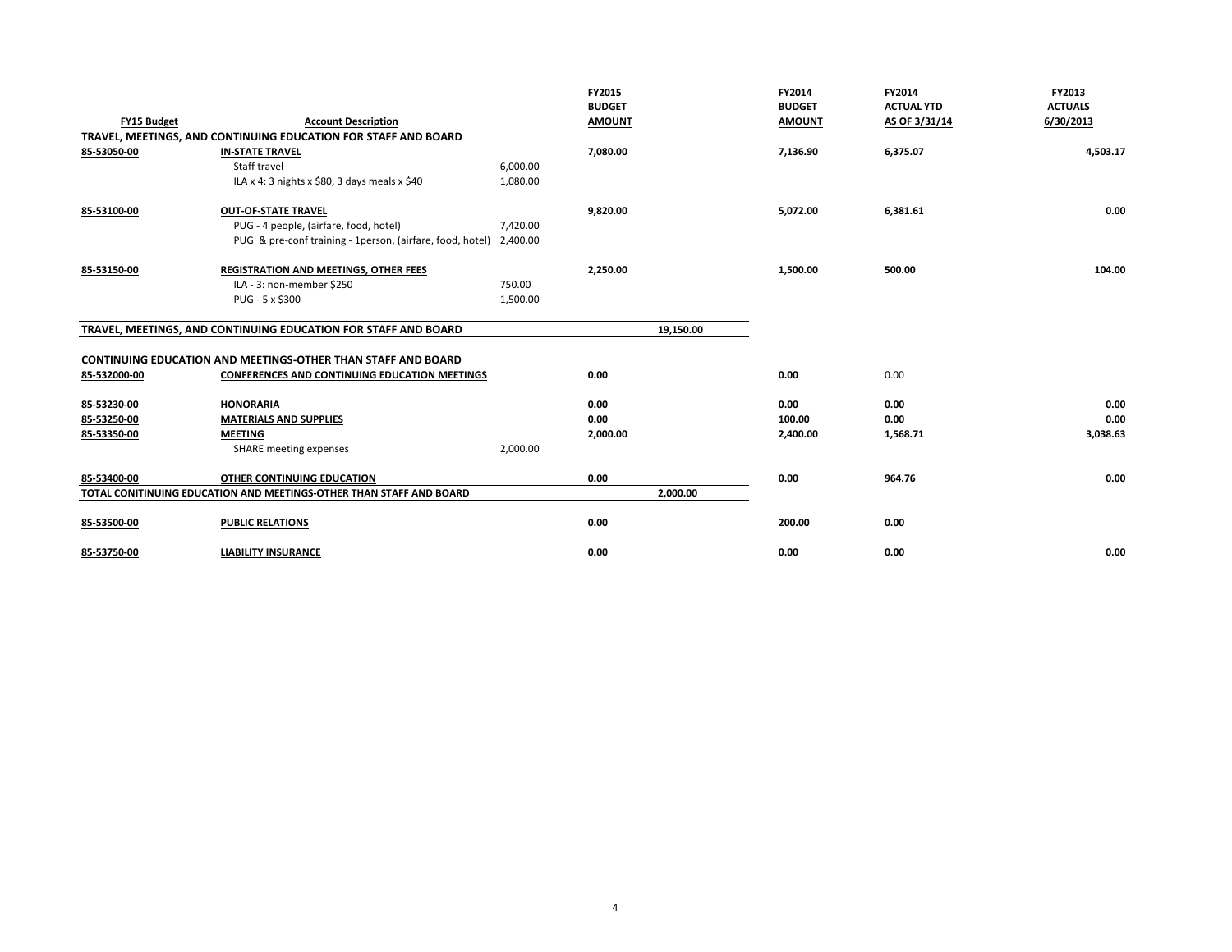| FY15 Budget | Account Description | | FY2015 BUDGET AMOUNT | | FY2014 BUDGET AMOUNT | FY2014 ACTUAL YTD AS OF 3/31/14 | FY2013 ACTUALS 6/30/2013 |
|---|---|---|---|---|---|---|---|
| **TRAVEL, MEETINGS, AND CONTINUING EDUCATION FOR STAFF AND BOARD** | | | | | | | |
| 85-53050-00 | **IN-STATE TRAVEL** | | 7,080.00 | | 7,136.90 | 6,375.07 | 4,503.17 |
| | Staff travel | 6,000.00 | | | | | |
| | ILA x 4: 3 nights x $80, 3 days meals x $40 | 1,080.00 | | | | | |
| 85-53100-00 | **OUT-OF-STATE TRAVEL** | | 9,820.00 | | 5,072.00 | 6,381.61 | 0.00 |
| | PUG - 4 people, (airfare, food, hotel) | 7,420.00 | | | | | |
| | PUG & pre-conf training - 1person, (airfare, food, hotel) | 2,400.00 | | | | | |
| 85-53150-00 | **REGISTRATION AND MEETINGS, OTHER FEES** | | 2,250.00 | | 1,500.00 | 500.00 | 104.00 |
| | ILA - 3: non-member $250 | 750.00 | | | | | |
| | PUG - 5 x $300 | 1,500.00 | | | | | |
| **TRAVEL, MEETINGS, AND CONTINUING EDUCATION FOR STAFF AND BOARD** | | | | 19,150.00 | | | |
| **CONTINUING EDUCATION AND MEETINGS-OTHER THAN STAFF AND BOARD** | | | | | | | |
| 85-532000-00 | **CONFERENCES AND CONTINUING EDUCATION MEETINGS** | | 0.00 | | 0.00 | 0.00 | |
| 85-53230-00 | **HONORARIA** | | 0.00 | | 0.00 | 0.00 | 0.00 |
| 85-53250-00 | **MATERIALS AND SUPPLIES** | | 0.00 | | 100.00 | 0.00 | 0.00 |
| 85-53350-00 | **MEETING** | | 2,000.00 | | 2,400.00 | 1,568.71 | 3,038.63 |
| | SHARE meeting expenses | 2,000.00 | | | | | |
| 85-53400-00 | **OTHER CONTINUING EDUCATION** | | 0.00 | | 0.00 | 964.76 | 0.00 |
| **TOTAL CONITINUING EDUCATION AND MEETINGS-OTHER THAN STAFF AND BOARD** | | | | 2,000.00 | | | |
| 85-53500-00 | **PUBLIC RELATIONS** | | 0.00 | | 200.00 | 0.00 | |
| 85-53750-00 | **LIABILITY INSURANCE** | | 0.00 | | 0.00 | 0.00 | 0.00 |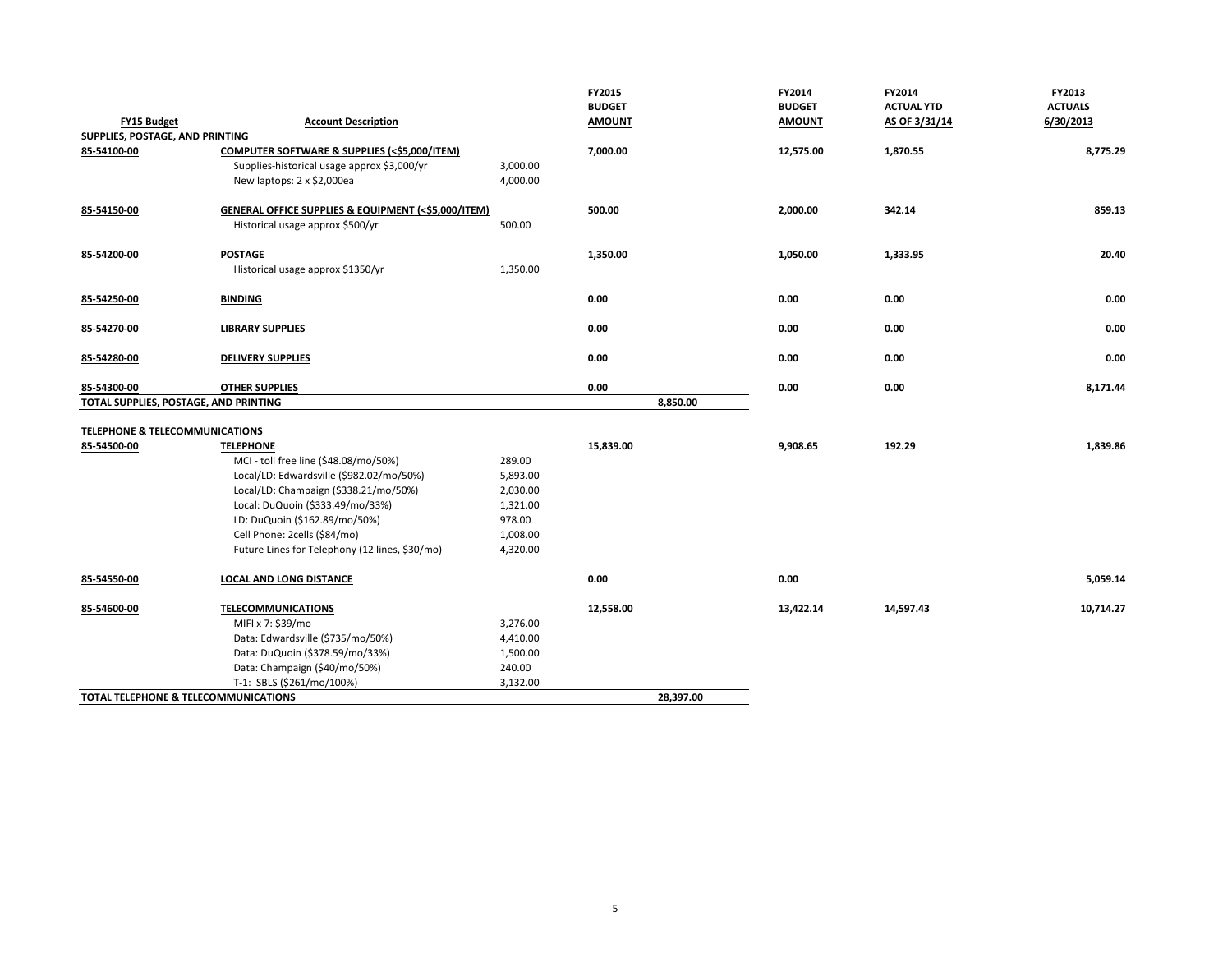| FY15 Budget | Account Description | | FY2015 BUDGET AMOUNT | | FY2014 BUDGET AMOUNT | FY2014 ACTUAL YTD AS OF 3/31/14 | FY2013 ACTUALS 6/30/2013 |
|---|---|---|---|---|---|---|---|
| **SUPPLIES, POSTAGE, AND PRINTING** | | | | | | | |
| 85-54100-00 | **COMPUTER SOFTWARE & SUPPLIES (<$5,000/ITEM)** | | 7,000.00 | | 12,575.00 | 1,870.55 | 8,775.29 |
| | Supplies-historical usage approx $3,000/yr | 3,000.00 | | | | | |
| | New laptops: 2 x $2,000ea | 4,000.00 | | | | | |
| 85-54150-00 | **GENERAL OFFICE SUPPLIES & EQUIPMENT (<$5,000/ITEM)** | | 500.00 | | 2,000.00 | 342.14 | 859.13 |
| | Historical usage approx $500/yr | 500.00 | | | | | |
| 85-54200-00 | **POSTAGE** | | 1,350.00 | | 1,050.00 | 1,333.95 | 20.40 |
| | Historical usage approx $1350/yr | 1,350.00 | | | | | |
| 85-54250-00 | **BINDING** | | 0.00 | | 0.00 | 0.00 | 0.00 |
| 85-54270-00 | **LIBRARY SUPPLIES** | | 0.00 | | 0.00 | 0.00 | 0.00 |
| 85-54280-00 | **DELIVERY SUPPLIES** | | 0.00 | | 0.00 | 0.00 | 0.00 |
| 85-54300-00 | **OTHER SUPPLIES** | | 0.00 | | 0.00 | 0.00 | 8,171.44 |
| **TOTAL SUPPLIES, POSTAGE, AND PRINTING** | | | | 8,850.00 | | | |
| **TELEPHONE & TELECOMMUNICATIONS** | | | | | | | |
| 85-54500-00 | **TELEPHONE** | | 15,839.00 | | 9,908.65 | 192.29 | 1,839.86 |
| | MCI - toll free line ($48.08/mo/50%) | 289.00 | | | | | |
| | Local/LD: Edwardsville ($982.02/mo/50%) | 5,893.00 | | | | | |
| | Local/LD: Champaign ($338.21/mo/50%) | 2,030.00 | | | | | |
| | Local: DuQuoin ($333.49/mo/33%) | 1,321.00 | | | | | |
| | LD: DuQuoin ($162.89/mo/50%) | 978.00 | | | | | |
| | Cell Phone: 2cells ($84/mo) | 1,008.00 | | | | | |
| | Future Lines for Telephony (12 lines, $30/mo) | 4,320.00 | | | | | |
| 85-54550-00 | **LOCAL AND LONG DISTANCE** | | 0.00 | | 0.00 | | 5,059.14 |
| 85-54600-00 | **TELECOMMUNICATIONS** | | 12,558.00 | | 13,422.14 | 14,597.43 | 10,714.27 |
| | MIFI x 7: $39/mo | 3,276.00 | | | | | |
| | Data: Edwardsville ($735/mo/50%) | 4,410.00 | | | | | |
| | Data: DuQuoin ($378.59/mo/33%) | 1,500.00 | | | | | |
| | Data: Champaign ($40/mo/50%) | 240.00 | | | | | |
| | T-1: SBLS ($261/mo/100%) | 3,132.00 | | | | | |
| **TOTAL TELEPHONE & TELECOMMUNICATIONS** | | | | 28,397.00 | | | |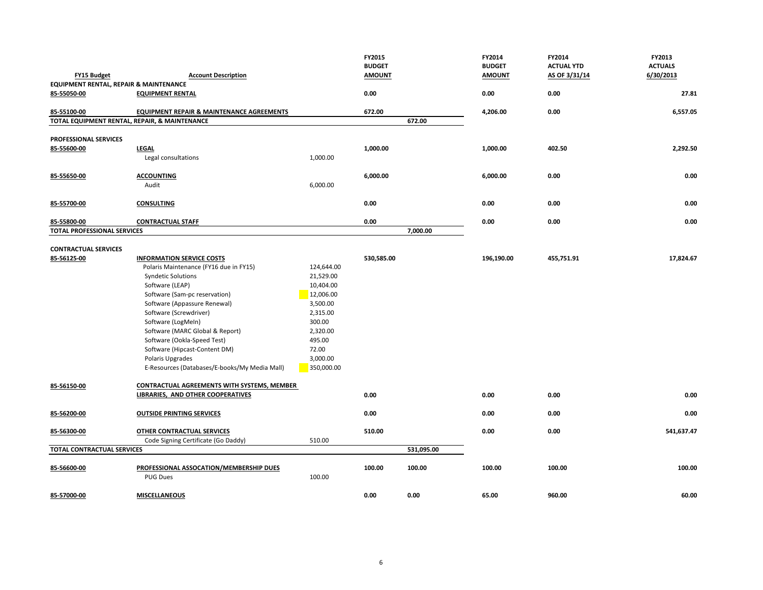| FY15 Budget | Account Description | | FY2015 BUDGET AMOUNT | | FY2014 BUDGET AMOUNT | FY2014 ACTUAL YTD AS OF 3/31/14 | FY2013 ACTUALS 6/30/2013 |
|---|---|---|---|---|---|---|---|
| **EQUIPMENT RENTAL, REPAIR & MAINTENANCE** | | | | | | | |
| **85-55050-00** | **EQUIPMENT RENTAL** | | **0.00** | | **0.00** | **0.00** | **27.81** |
| **85-55100-00** | **EQUIPMENT REPAIR & MAINTENANCE AGREEMENTS** | | **672.00** | | **4,206.00** | **0.00** | **6,557.05** |
| **TOTAL EQUIPMENT RENTAL, REPAIR, & MAINTENANCE** | | | | **672.00** | | | |
| **PROFESSIONAL SERVICES** | | | | | | | |
| **85-55600-00** | **LEGAL** | | **1,000.00** | | **1,000.00** | **402.50** | **2,292.50** |
| | Legal consultations | 1,000.00 | | | | | |
| **85-55650-00** | **ACCOUNTING** | | **6,000.00** | | **6,000.00** | **0.00** | **0.00** |
| | Audit | 6,000.00 | | | | | |
| **85-55700-00** | **CONSULTING** | | **0.00** | | **0.00** | **0.00** | **0.00** |
| **85-55800-00** | **CONTRACTUAL STAFF** | | **0.00** | | **0.00** | **0.00** | **0.00** |
| **TOTAL PROFESSIONAL SERVICES** | | | | **7,000.00** | | | |
| **CONTRACTUAL SERVICES** | | | | | | | |
| **85-56125-00** | **INFORMATION SERVICE COSTS** | | **530,585.00** | | **196,190.00** | **455,751.91** | **17,824.67** |
| | Polaris Maintenance (FY16 due in FY15) | 124,644.00 | | | | | |
| | Syndetic Solutions | 21,529.00 | | | | | |
| | Software (LEAP) | 10,404.00 | | | | | |
| | Software (Sam-pc reservation) | 12,006.00 | | | | | |
| | Software (Appassure Renewal) | 3,500.00 | | | | | |
| | Software (Screwdriver) | 2,315.00 | | | | | |
| | Software (LogMeIn) | 300.00 | | | | | |
| | Software (MARC Global & Report) | 2,320.00 | | | | | |
| | Software (Ookla-Speed Test) | 495.00 | | | | | |
| | Software (Hipcast-Content DM) | 72.00 | | | | | |
| | Polaris Upgrades | 3,000.00 | | | | | |
| | E-Resources (Databases/E-books/My Media Mall) | 350,000.00 | | | | | |
| **85-56150-00** | **CONTRACTUAL AGREEMENTS WITH SYSTEMS, MEMBER LIBRARIES, AND OTHER COOPERATIVES** | | **0.00** | | **0.00** | **0.00** | **0.00** |
| **85-56200-00** | **OUTSIDE PRINTING SERVICES** | | **0.00** | | **0.00** | **0.00** | **0.00** |
| **85-56300-00** | **OTHER CONTRACTUAL SERVICES** | | **510.00** | | **0.00** | **0.00** | **541,637.47** |
| | Code Signing Certificate (Go Daddy) | 510.00 | | | | | |
| **TOTAL CONTRACTUAL SERVICES** | | | | **531,095.00** | | | |
| **85-56600-00** | **PROFESSIONAL ASSOCATION/MEMBERSHIP DUES** | | **100.00** | **100.00** | **100.00** | **100.00** | **100.00** |
| | PUG Dues | 100.00 | | | | | |
| **85-57000-00** | **MISCELLANEOUS** | | **0.00** | **0.00** | **65.00** | **960.00** | **60.00** |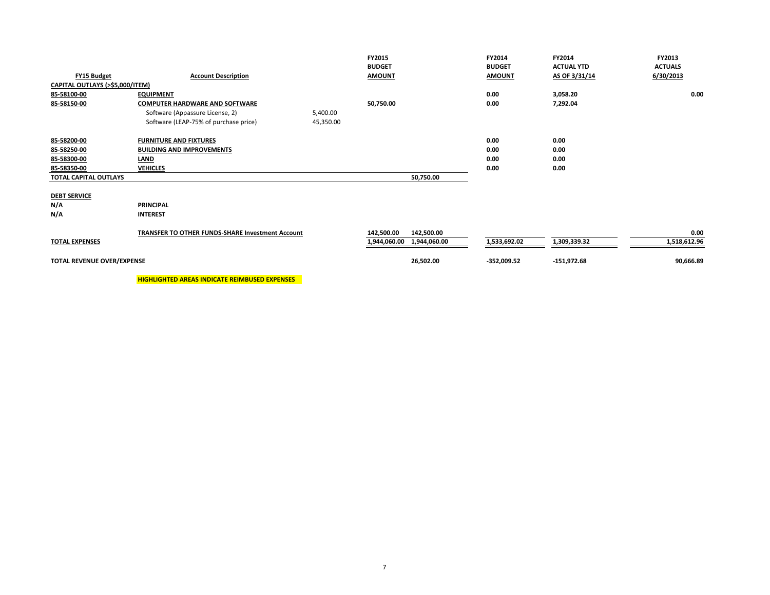| FY15 Budget | Account Description | | FY2015 BUDGET AMOUNT | | FY2014 BUDGET AMOUNT | FY2014 ACTUAL YTD AS OF 3/31/14 | FY2013 ACTUALS 6/30/2013 |
|---|---|---|---|---|---|---|---|
| **CAPITAL OUTLAYS (>$5,000/ITEM)** | | | | | | | |
| **85-58100-00** | **EQUIPMENT** | | | | **0.00** | **3,058.20** | **0.00** |
| **85-58150-00** | **COMPUTER HARDWARE AND SOFTWARE** | | **50,750.00** | | **0.00** | **7,292.04** | |
| | Software (Appassure License, 2) | 5,400.00 | | | | | |
| | Software (LEAP-75% of purchase price) | 45,350.00 | | | | | |
| **85-58200-00** | **FURNITURE AND FIXTURES** | | | | **0.00** | **0.00** | |
| **85-58250-00** | **BUILDING AND IMPROVEMENTS** | | | | **0.00** | **0.00** | |
| **85-58300-00** | **LAND** | | | | **0.00** | **0.00** | |
| **85-58350-00** | **VEHICLES** | | | | **0.00** | **0.00** | |
| **TOTAL CAPITAL OUTLAYS** | | | | **50,750.00** | | | |
| **DEBT SERVICE** | | | | | | | |
| **N/A** | **PRINCIPAL** | | | | | | |
| **N/A** | **INTEREST** | | | | | | |
| | **TRANSFER TO OTHER FUNDS-SHARE Investment Account** | | **142,500.00** | **142,500.00** | | | **0.00** |
| **TOTAL EXPENSES** | | | **1,944,060.00** | **1,944,060.00** | **1,533,692.02** | **1,309,339.32** | **1,518,612.96** |
| **TOTAL REVENUE OVER/EXPENSE** | | | | **26,502.00** | **-352,009.52** | **-151,972.68** | **90,666.89** |

**HIGHLIGHTED AREAS INDICATE REIMBUSED EXPENSES**